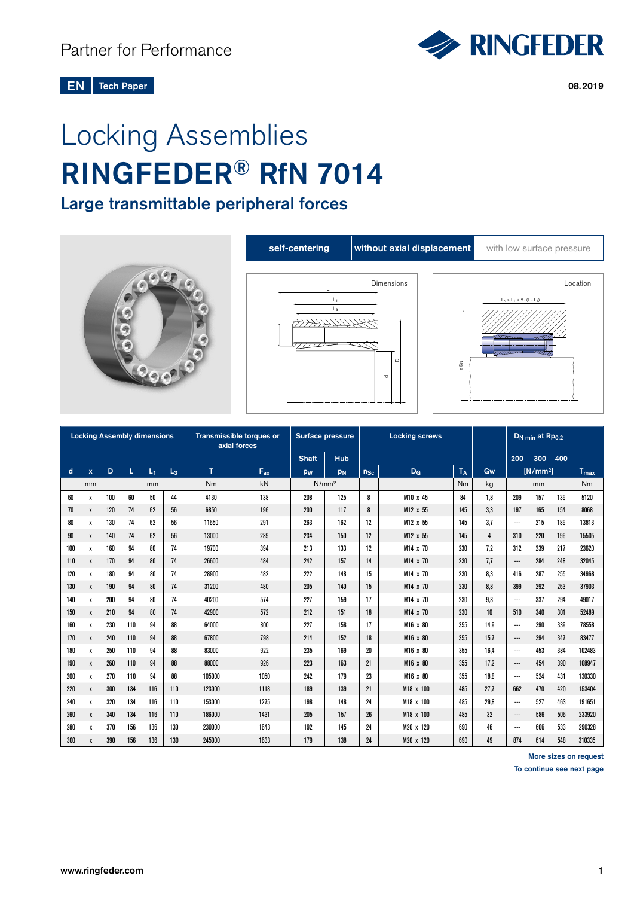Partner for Performance

RINGFEDER

EN Tech Paper

08.2019

# Locking Assemblies
# RINGFEDER® RfN 7014
## Large transmittable peripheral forces

self-centering | without axial displacement | with low surface pressure

Dimensions

Location

$L_N \geq L_1 + 2 \cdot (L - L_1)$

| Locking Assembly dimensions | | | | | | Transmissible torques or axial forces | | Surface pressure | | Locking screws | | | | $D_N$ min at $Rp_{0,2}$ | | | |
|---|---|---|---|---|---|---|---|---|---|---|---|---|---|---|---|---|---|
| | | | | | | | | Shaft | Hub | | | | | 200 | 300 | 400 | |
| d | x | D | L | $L_1$ | $L_3$ | T | $F_{ax}$ | $p_W$ | $p_N$ | $n_{Sc}$ | $D_G$ | $T_A$ | Gw | | [N/mm²] | | $T_{max}$ |
| mm | | | mm | | | Nm | kN | N/mm² | | | | Nm | kg | | mm | | Nm |
| 60 | x | 100 | 60 | 50 | 44 | 4130 | 138 | 208 | 125 | 8 | M10 x 45 | 84 | 1,8 | 209 | 157 | 139 | 5120 |
| 70 | x | 120 | 74 | 62 | 56 | 6850 | 196 | 200 | 117 | 8 | M12 x 55 | 145 | 3,3 | 197 | 165 | 154 | 8068 |
| 80 | x | 130 | 74 | 62 | 56 | 11650 | 291 | 263 | 162 | 12 | M12 x 55 | 145 | 3,7 | --- | 215 | 189 | 13813 |
| 90 | x | 140 | 74 | 62 | 56 | 13000 | 289 | 234 | 150 | 12 | M12 x 55 | 145 | 4 | 310 | 220 | 196 | 15505 |
| 100 | x | 160 | 94 | 80 | 74 | 19700 | 394 | 213 | 133 | 12 | M14 x 70 | 230 | 7,2 | 312 | 239 | 217 | 23620 |
| 110 | x | 170 | 94 | 80 | 74 | 26600 | 484 | 242 | 157 | 14 | M14 x 70 | 230 | 7,7 | --- | 284 | 248 | 32045 |
| 120 | x | 180 | 94 | 80 | 74 | 28900 | 482 | 222 | 148 | 15 | M14 x 70 | 230 | 8,3 | 416 | 287 | 255 | 34968 |
| 130 | x | 190 | 94 | 80 | 74 | 31200 | 480 | 205 | 140 | 15 | M14 x 70 | 230 | 8,8 | 399 | 292 | 263 | 37903 |
| 140 | x | 200 | 94 | 80 | 74 | 40200 | 574 | 227 | 159 | 17 | M14 x 70 | 230 | 9,3 | --- | 337 | 294 | 49017 |
| 150 | x | 210 | 94 | 80 | 74 | 42900 | 572 | 212 | 151 | 18 | M14 x 70 | 230 | 10 | 510 | 340 | 301 | 52489 |
| 160 | x | 230 | 110 | 94 | 88 | 64000 | 800 | 227 | 158 | 17 | M16 x 80 | 355 | 14,9 | --- | 390 | 339 | 78558 |
| 170 | x | 240 | 110 | 94 | 88 | 67800 | 798 | 214 | 152 | 18 | M16 x 80 | 355 | 15,7 | --- | 394 | 347 | 83477 |
| 180 | x | 250 | 110 | 94 | 88 | 83000 | 922 | 235 | 169 | 20 | M16 x 80 | 355 | 16,4 | --- | 453 | 384 | 102483 |
| 190 | x | 260 | 110 | 94 | 88 | 88000 | 926 | 223 | 163 | 21 | M16 x 80 | 355 | 17,2 | --- | 454 | 390 | 108947 |
| 200 | x | 270 | 110 | 94 | 88 | 105000 | 1050 | 242 | 179 | 23 | M16 x 80 | 355 | 18,8 | --- | 524 | 431 | 130330 |
| 220 | x | 300 | 134 | 116 | 110 | 123000 | 1118 | 189 | 139 | 21 | M18 x 100 | 485 | 27,7 | 662 | 470 | 420 | 153404 |
| 240 | x | 320 | 134 | 116 | 110 | 153000 | 1275 | 198 | 148 | 24 | M18 x 100 | 485 | 29,8 | --- | 527 | 463 | 191651 |
| 260 | x | 340 | 134 | 116 | 110 | 186000 | 1431 | 205 | 157 | 26 | M18 x 100 | 485 | 32 | --- | 586 | 506 | 233920 |
| 280 | x | 370 | 156 | 136 | 130 | 230000 | 1643 | 192 | 145 | 24 | M20 x 120 | 690 | 46 | --- | 606 | 533 | 290328 |
| 300 | x | 390 | 156 | 136 | 130 | 245000 | 1633 | 179 | 138 | 24 | M20 x 120 | 690 | 49 | 874 | 614 | 548 | 310335 |

More sizes on request

To continue see next page

www.ringfeder.com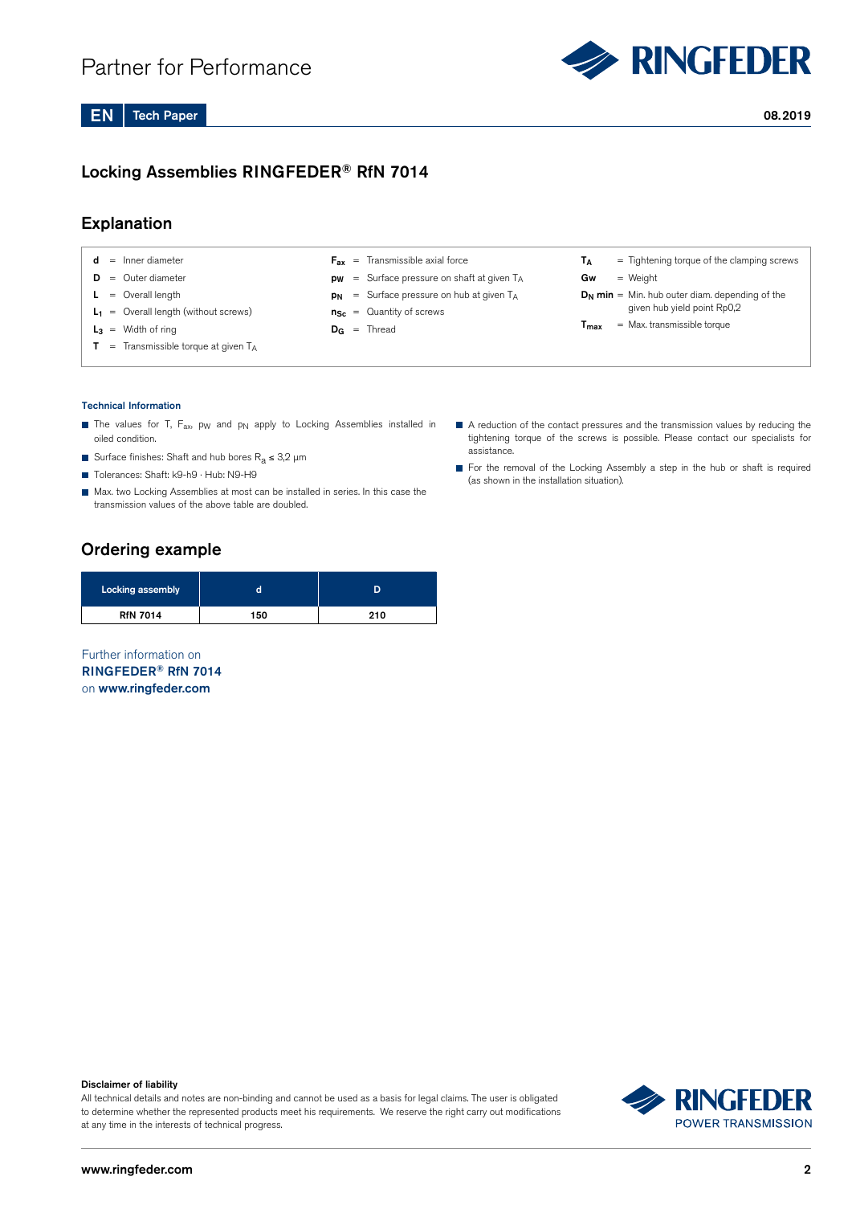# Locking Assemblies RINGFEDER® RfN 7014

## Explanation

| | | |
|---|---|---|
| **d** = Inner diameter | **$F_{ax}$** = Transmissible axial force | **$T_A$** = Tightening torque of the clamping screws |
| **D** = Outer diameter | **$p_W$** = Surface pressure on shaft at given $T_A$ | **Gw** = Weight |
| **L** = Overall length | **$p_N$** = Surface pressure on hub at given $T_A$ | **$D_N$ min** = Min. hub outer diam. depending of the given hub yield point Rp0,2 |
| **$L_1$** = Overall length (without screws) | **$n_{Sc}$** = Quantity of screws | **$T_{max}$** = Max. transmissible torque |
| **$L_3$** = Width of ring | **$D_G$** = Thread | |
| **T** = Transmissible torque at given $T_A$ | | |

### Technical Information

- The values for T, $F_{ax}$, $p_W$ and $p_N$ apply to Locking Assemblies installed in oiled condition.
- Surface finishes: Shaft and hub bores $R_a \leq 3{,}2$ µm
- Tolerances: Shaft: k9-h9 · Hub: N9-H9
- Max. two Locking Assemblies at most can be installed in series. In this case the transmission values of the above table are doubled.
- A reduction of the contact pressures and the transmission values by reducing the tightening torque of the screws is possible. Please contact our specialists for assistance.
- For the removal of the Locking Assembly a step in the hub or shaft is required (as shown in the installation situation).

## Ordering example

| Locking assembly | d | D |
|---|---|---|
| RfN 7014 | 150 | 210 |

Further information on
**RINGFEDER® RfN 7014**
on **www.ringfeder.com**

**Disclaimer of liability**
All technical details and notes are non-binding and cannot be used as a basis for legal claims. The user is obligated to determine whether the represented products meet his requirements. We reserve the right carry out modifications at any time in the interests of technical progress.